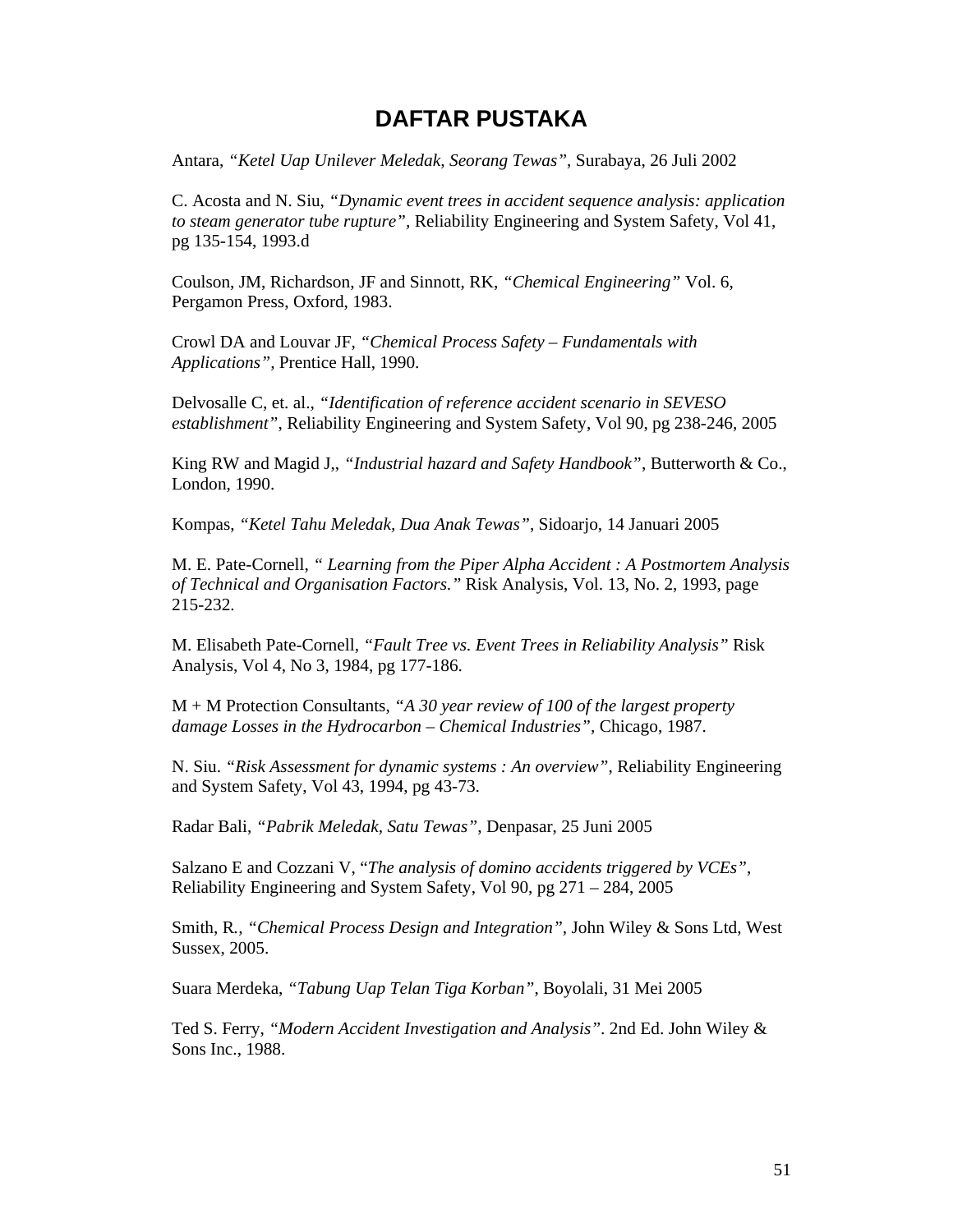# DAFTAR PUSTAKA

Antara, *"Ketel Uap Unilever Meledak, Seorang Tewas"*, Surabaya, 26 Juli 2002

C. Acosta and N. Siu, *"Dynamic event trees in accident sequence analysis: application to steam generator tube rupture"*, Reliability Engineering and System Safety, Vol 41, pg 135-154, 1993.d

Coulson, JM, Richardson, JF and Sinnott, RK, *"Chemical Engineering"* Vol. 6, Pergamon Press, Oxford, 1983.

Crowl DA and Louvar JF, *"Chemical Process Safety – Fundamentals with Applications"*, Prentice Hall, 1990.

Delvosalle C, et. al., *"Identification of reference accident scenario in SEVESO establishment"*, Reliability Engineering and System Safety, Vol 90, pg 238-246, 2005

King RW and Magid J,, *"Industrial hazard and Safety Handbook"*, Butterworth & Co., London, 1990.

Kompas, *"Ketel Tahu Meledak, Dua Anak Tewas"*, Sidoarjo, 14 Januari 2005

M. E. Pate-Cornell, *" Learning from the Piper Alpha Accident : A Postmortem Analysis of Technical and Organisation Factors."* Risk Analysis, Vol. 13, No. 2, 1993, page 215-232.

M. Elisabeth Pate-Cornell, *"Fault Tree vs. Event Trees in Reliability Analysis"* Risk Analysis, Vol 4, No 3, 1984, pg 177-186.

M + M Protection Consultants, *"A 30 year review of 100 of the largest property damage Losses in the Hydrocarbon – Chemical Industries"*, Chicago, 1987.

N. Siu. *"Risk Assessment for dynamic systems : An overview"*, Reliability Engineering and System Safety, Vol 43, 1994, pg 43-73.

Radar Bali, *"Pabrik Meledak, Satu Tewas"*, Denpasar, 25 Juni 2005

Salzano E and Cozzani V, "*The analysis of domino accidents triggered by VCEs"*, Reliability Engineering and System Safety, Vol 90, pg 271 – 284, 2005

Smith, R., *"Chemical Process Design and Integration"*, John Wiley & Sons Ltd, West Sussex, 2005.

Suara Merdeka, *"Tabung Uap Telan Tiga Korban"*, Boyolali, 31 Mei 2005

Ted S. Ferry, *"Modern Accident Investigation and Analysis"*. 2nd Ed. John Wiley & Sons Inc., 1988.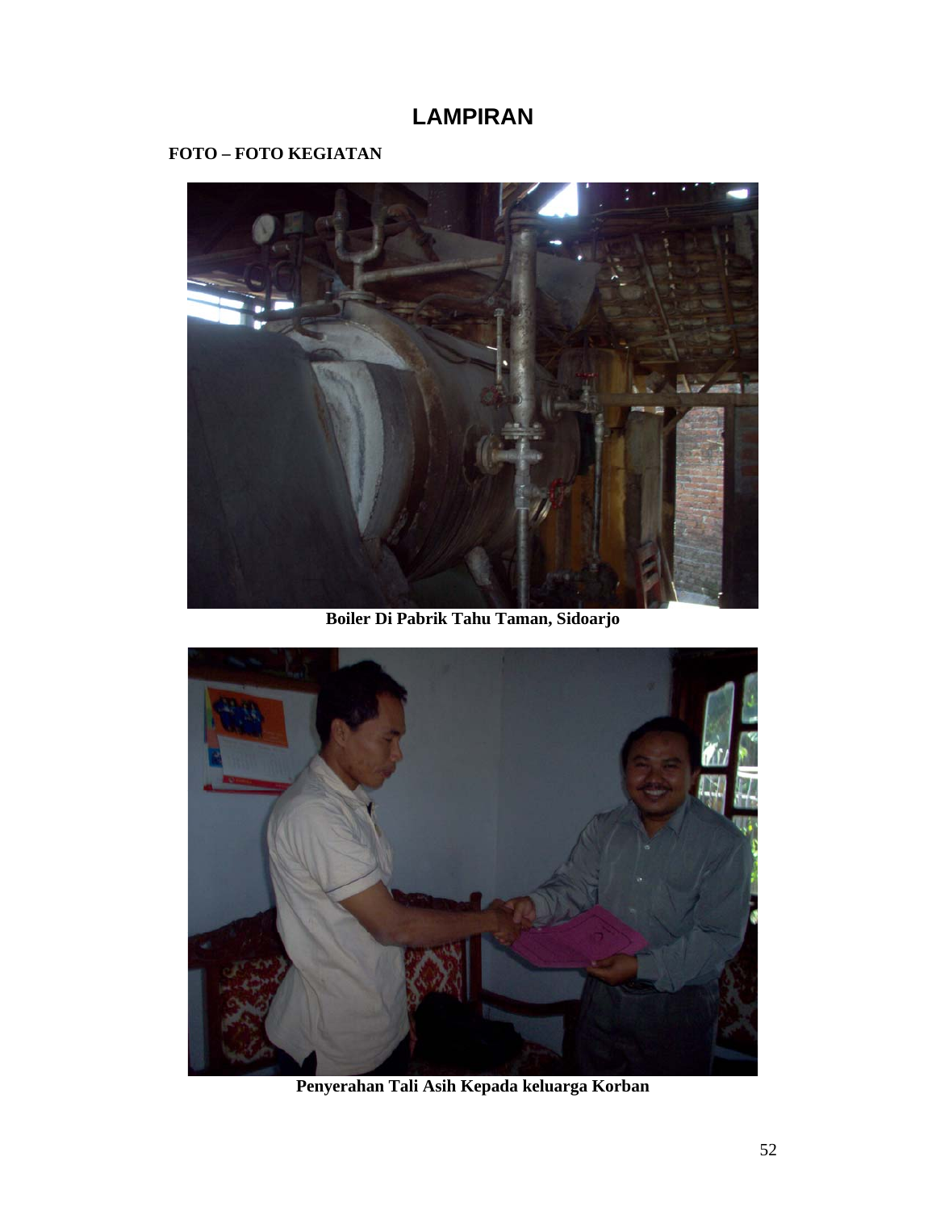# LAMPIRAN

**FOTO – FOTO KEGIATAN**

**Boiler Di Pabrik Tahu Taman, Sidoarjo**

**Penyerahan Tali Asih Kepada keluarga Korban**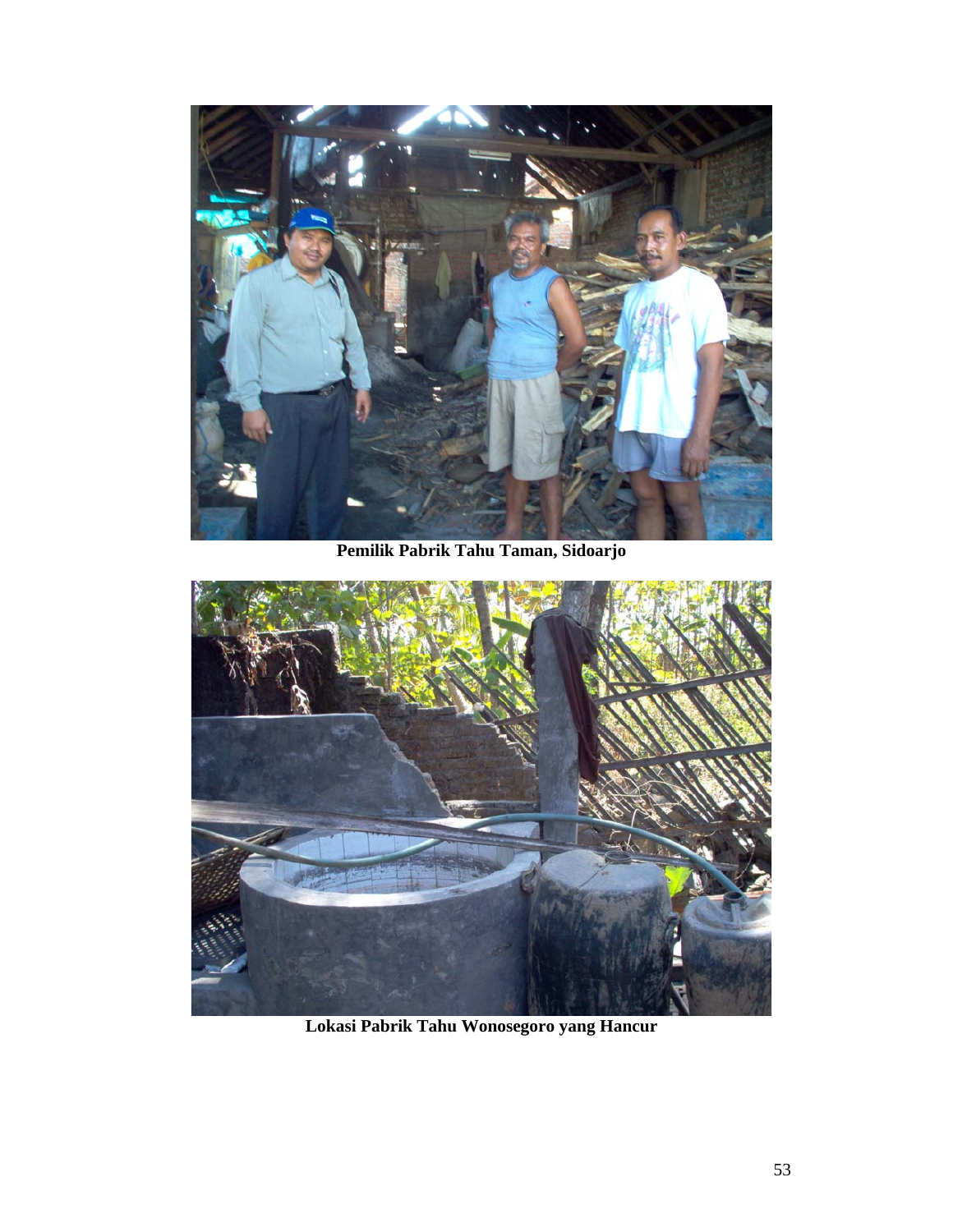Pemilik Pabrik Tahu Taman, Sidoarjo

Lokasi Pabrik Tahu Wonosegoro yang Hancur